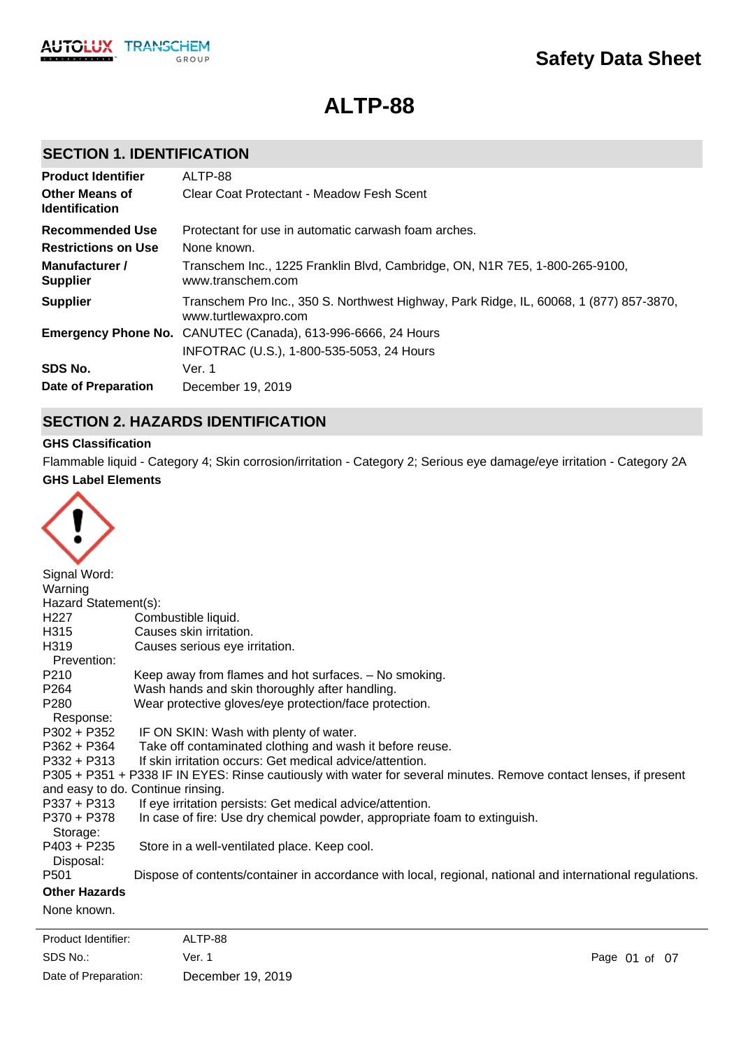Safety Data Sheet

# ALTP-88

## SECTION 1. IDENTIFICATION

| | |
|---|---|
| **Product Identifier** | ALTP-88 |
| **Other Means of Identification** | Clear Coat Protectant - Meadow Fesh Scent |
| **Recommended Use** | Protectant for use in automatic carwash foam arches. |
| **Restrictions on Use** | None known. |
| **Manufacturer / Supplier** | Transchem Inc., 1225 Franklin Blvd, Cambridge, ON, N1R 7E5, 1-800-265-9100, www.transchem.com |
| **Supplier** | Transchem Pro Inc., 350 S. Northwest Highway, Park Ridge, IL, 60068, 1 (877) 857-3870, www.turtlewaxpro.com |
| **Emergency Phone No.** | CANUTEC (Canada), 613-996-6666, 24 Hours<br>INFOTRAC (U.S.), 1-800-535-5053, 24 Hours |
| **SDS No.** | Ver. 1 |
| **Date of Preparation** | December 19, 2019 |

## SECTION 2. HAZARDS IDENTIFICATION

**GHS Classification**

Flammable liquid - Category 4; Skin corrosion/irritation - Category 2; Serious eye damage/eye irritation - Category 2A

**GHS Label Elements**

Signal Word:
Warning

Hazard Statement(s):

| | |
|---|---|
| H227 | Combustible liquid. |
| H315 | Causes skin irritation. |
| H319 | Causes serious eye irritation. |

Prevention:

| | |
|---|---|
| P210 | Keep away from flames and hot surfaces. – No smoking. |
| P264 | Wash hands and skin thoroughly after handling. |
| P280 | Wear protective gloves/eye protection/face protection. |

Response:

| | |
|---|---|
| P302 + P352 | IF ON SKIN: Wash with plenty of water. |
| P362 + P364 | Take off contaminated clothing and wash it before reuse. |
| P332 + P313 | If skin irritation occurs: Get medical advice/attention. |

P305 + P351 + P338 IF IN EYES: Rinse cautiously with water for several minutes. Remove contact lenses, if present and easy to do. Continue rinsing.

| | |
|---|---|
| P337 + P313 | If eye irritation persists: Get medical advice/attention. |
| P370 + P378 | In case of fire: Use dry chemical powder, appropriate foam to extinguish. |

Storage:

| | |
|---|---|
| P403 + P235 | Store in a well-ventilated place. Keep cool. |

Disposal:

| | |
|---|---|
| P501 | Dispose of contents/container in accordance with local, regional, national and international regulations. |

**Other Hazards**

None known.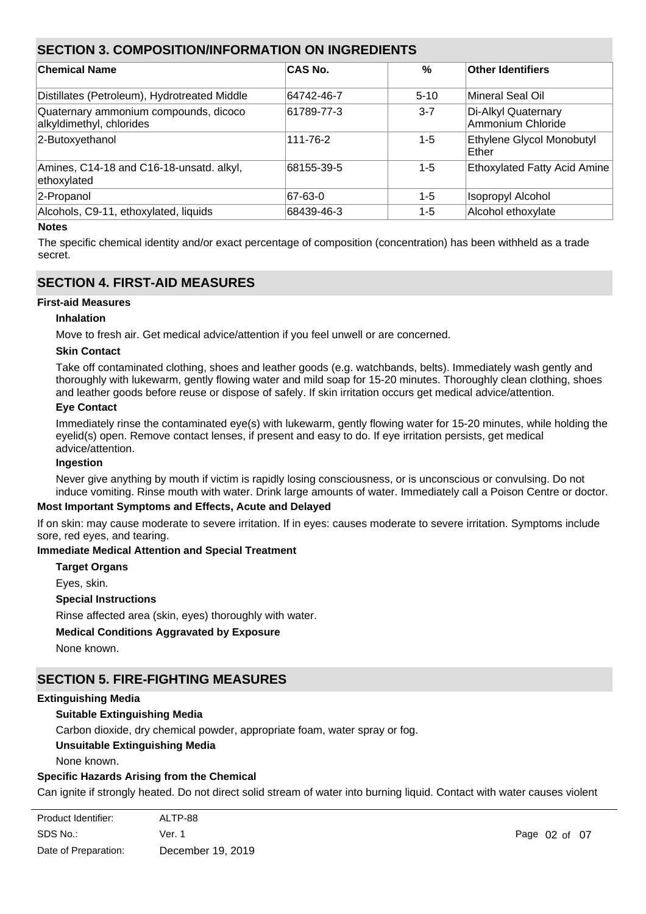## SECTION 3. COMPOSITION/INFORMATION ON INGREDIENTS

| Chemical Name | CAS No. | % | Other Identifiers |
|---|---|---|---|
| Distillates (Petroleum), Hydrotreated Middle | 64742-46-7 | 5-10 | Mineral Seal Oil |
| Quaternary ammonium compounds, dicoco alkyldimethyl, chlorides | 61789-77-3 | 3-7 | Di-Alkyl Quaternary Ammonium Chloride |
| 2-Butoxyethanol | 111-76-2 | 1-5 | Ethylene Glycol Monobutyl Ether |
| Amines, C14-18 and C16-18-unsatd. alkyl, ethoxylated | 68155-39-5 | 1-5 | Ethoxylated Fatty Acid Amine |
| 2-Propanol | 67-63-0 | 1-5 | Isopropyl Alcohol |
| Alcohols, C9-11, ethoxylated, liquids | 68439-46-3 | 1-5 | Alcohol ethoxylate |

**Notes**

The specific chemical identity and/or exact percentage of composition (concentration) has been withheld as a trade secret.

## SECTION 4. FIRST-AID MEASURES

**First-aid Measures**

**Inhalation**

Move to fresh air. Get medical advice/attention if you feel unwell or are concerned.

**Skin Contact**

Take off contaminated clothing, shoes and leather goods (e.g. watchbands, belts). Immediately wash gently and thoroughly with lukewarm, gently flowing water and mild soap for 15-20 minutes. Thoroughly clean clothing, shoes and leather goods before reuse or dispose of safely. If skin irritation occurs get medical advice/attention.

**Eye Contact**

Immediately rinse the contaminated eye(s) with lukewarm, gently flowing water for 15-20 minutes, while holding the eyelid(s) open. Remove contact lenses, if present and easy to do. If eye irritation persists, get medical advice/attention.

**Ingestion**

Never give anything by mouth if victim is rapidly losing consciousness, or is unconscious or convulsing. Do not induce vomiting. Rinse mouth with water. Drink large amounts of water. Immediately call a Poison Centre or doctor.

**Most Important Symptoms and Effects, Acute and Delayed**

If on skin: may cause moderate to severe irritation. If in eyes: causes moderate to severe irritation. Symptoms include sore, red eyes, and tearing.

**Immediate Medical Attention and Special Treatment**

**Target Organs**

Eyes, skin.

**Special Instructions**

Rinse affected area (skin, eyes) thoroughly with water.

**Medical Conditions Aggravated by Exposure**

None known.

## SECTION 5. FIRE-FIGHTING MEASURES

**Extinguishing Media**

**Suitable Extinguishing Media**

Carbon dioxide, dry chemical powder, appropriate foam, water spray or fog.

**Unsuitable Extinguishing Media**

None known.

**Specific Hazards Arising from the Chemical**

Can ignite if strongly heated. Do not direct solid stream of water into burning liquid. Contact with water causes violent

| Product Identifier: | ALTP-88 |
|---|---|
| SDS No.: | Ver. 1 |
| Date of Preparation: | December 19, 2019 |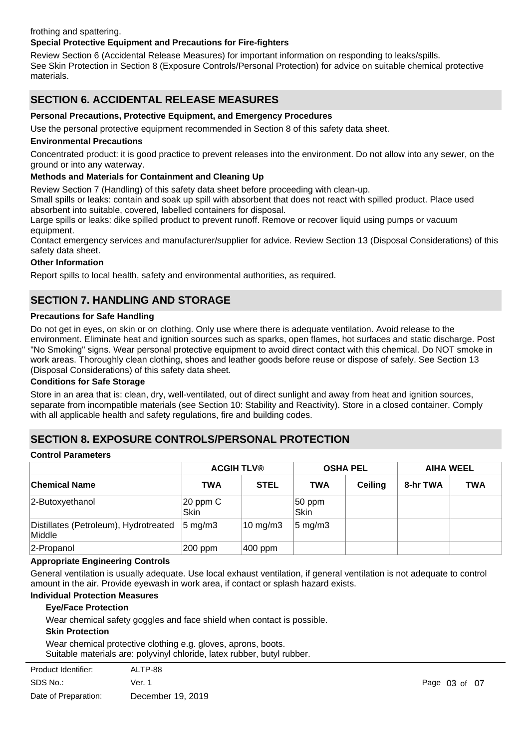frothing and spattering.

**Special Protective Equipment and Precautions for Fire-fighters**

Review Section 6 (Accidental Release Measures) for important information on responding to leaks/spills.
See Skin Protection in Section 8 (Exposure Controls/Personal Protection) for advice on suitable chemical protective materials.

## SECTION 6. ACCIDENTAL RELEASE MEASURES

**Personal Precautions, Protective Equipment, and Emergency Procedures**

Use the personal protective equipment recommended in Section 8 of this safety data sheet.

**Environmental Precautions**

Concentrated product: it is good practice to prevent releases into the environment. Do not allow into any sewer, on the ground or into any waterway.

**Methods and Materials for Containment and Cleaning Up**

Review Section 7 (Handling) of this safety data sheet before proceeding with clean-up.
Small spills or leaks: contain and soak up spill with absorbent that does not react with spilled product. Place used absorbent into suitable, covered, labelled containers for disposal.
Large spills or leaks: dike spilled product to prevent runoff. Remove or recover liquid using pumps or vacuum equipment.
Contact emergency services and manufacturer/supplier for advice. Review Section 13 (Disposal Considerations) of this safety data sheet.

**Other Information**

Report spills to local health, safety and environmental authorities, as required.

## SECTION 7. HANDLING AND STORAGE

**Precautions for Safe Handling**

Do not get in eyes, on skin or on clothing. Only use where there is adequate ventilation. Avoid release to the environment. Eliminate heat and ignition sources such as sparks, open flames, hot surfaces and static discharge. Post "No Smoking" signs. Wear personal protective equipment to avoid direct contact with this chemical. Do NOT smoke in work areas. Thoroughly clean clothing, shoes and leather goods before reuse or dispose of safely. See Section 13 (Disposal Considerations) of this safety data sheet.

**Conditions for Safe Storage**

Store in an area that is: clean, dry, well-ventilated, out of direct sunlight and away from heat and ignition sources, separate from incompatible materials (see Section 10: Stability and Reactivity). Store in a closed container. Comply with all applicable health and safety regulations, fire and building codes.

## SECTION 8. EXPOSURE CONTROLS/PERSONAL PROTECTION

**Control Parameters**

| | ACGIH TLV® | | OSHA PEL | | AIHA WEEL | |
|---|---|---|---|---|---|---|
| **Chemical Name** | **TWA** | **STEL** | **TWA** | **Ceiling** | **8-hr TWA** | **TWA** |
| 2-Butoxyethanol | 20 ppm C Skin | | 50 ppm Skin | | | |
| Distillates (Petroleum), Hydrotreated Middle | 5 mg/m3 | 10 mg/m3 | 5 mg/m3 | | | |
| 2-Propanol | 200 ppm | 400 ppm | | | | |

**Appropriate Engineering Controls**

General ventilation is usually adequate. Use local exhaust ventilation, if general ventilation is not adequate to control amount in the air. Provide eyewash in work area, if contact or splash hazard exists.

**Individual Protection Measures**

**Eye/Face Protection**

Wear chemical safety goggles and face shield when contact is possible.

**Skin Protection**

Wear chemical protective clothing e.g. gloves, aprons, boots.
Suitable materials are: polyvinyl chloride, latex rubber, butyl rubber.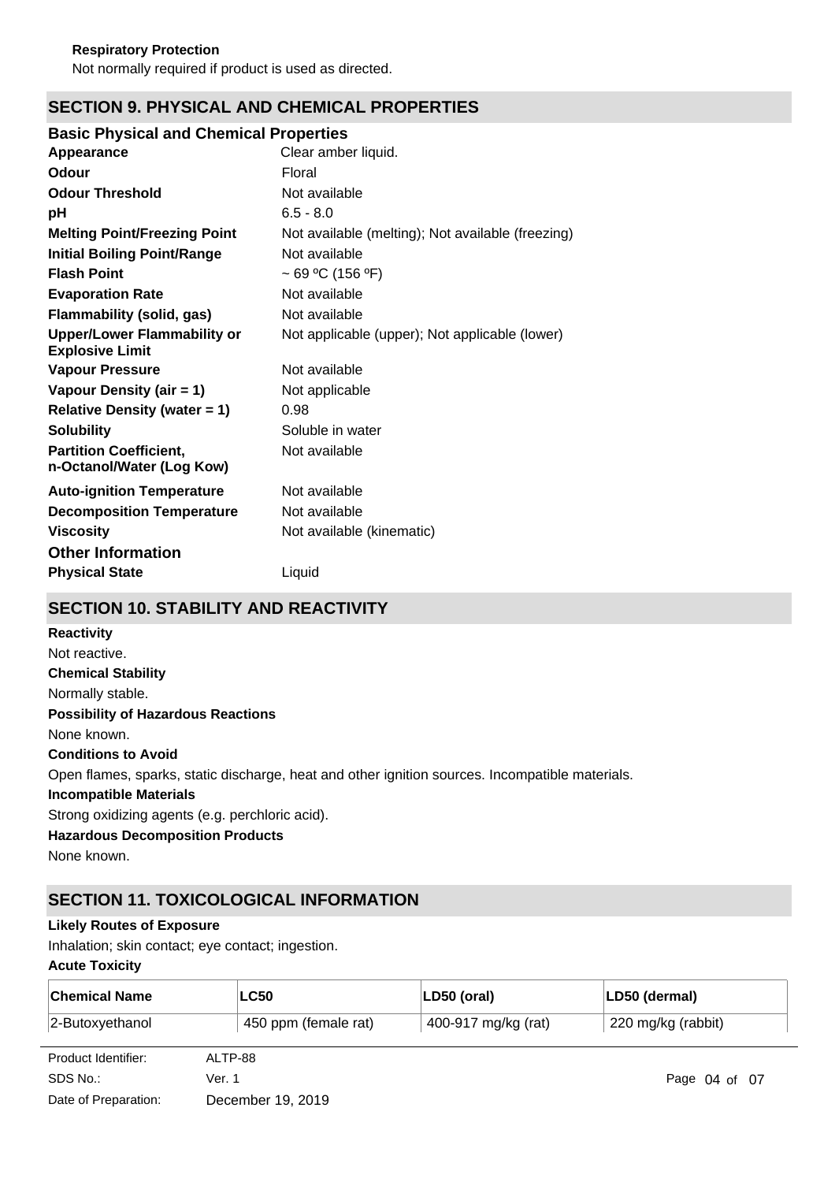**Respiratory Protection**

Not normally required if product is used as directed.

## SECTION 9. PHYSICAL AND CHEMICAL PROPERTIES

### Basic Physical and Chemical Properties

| | |
|---|---|
| **Appearance** | Clear amber liquid. |
| **Odour** | Floral |
| **Odour Threshold** | Not available |
| **pH** | 6.5 - 8.0 |
| **Melting Point/Freezing Point** | Not available (melting); Not available (freezing) |
| **Initial Boiling Point/Range** | Not available |
| **Flash Point** | ~ 69 ºC (156 ºF) |
| **Evaporation Rate** | Not available |
| **Flammability (solid, gas)** | Not available |
| **Upper/Lower Flammability or Explosive Limit** | Not applicable (upper); Not applicable (lower) |
| **Vapour Pressure** | Not available |
| **Vapour Density (air = 1)** | Not applicable |
| **Relative Density (water = 1)** | 0.98 |
| **Solubility** | Soluble in water |
| **Partition Coefficient, n-Octanol/Water (Log Kow)** | Not available |
| **Auto-ignition Temperature** | Not available |
| **Decomposition Temperature** | Not available |
| **Viscosity** | Not available (kinematic) |

### Other Information

| | |
|---|---|
| **Physical State** | Liquid |

## SECTION 10. STABILITY AND REACTIVITY

**Reactivity**

Not reactive.

**Chemical Stability**

Normally stable.

**Possibility of Hazardous Reactions**

None known.

**Conditions to Avoid**

Open flames, sparks, static discharge, heat and other ignition sources. Incompatible materials.

**Incompatible Materials**

Strong oxidizing agents (e.g. perchloric acid).

**Hazardous Decomposition Products**

None known.

## SECTION 11. TOXICOLOGICAL INFORMATION

**Likely Routes of Exposure**

Inhalation; skin contact; eye contact; ingestion.

**Acute Toxicity**

| Chemical Name | LC50 | LD50 (oral) | LD50 (dermal) |
|---|---|---|---|
| 2-Butoxyethanol | 450 ppm (female rat) | 400-917 mg/kg (rat) | 220 mg/kg (rabbit) |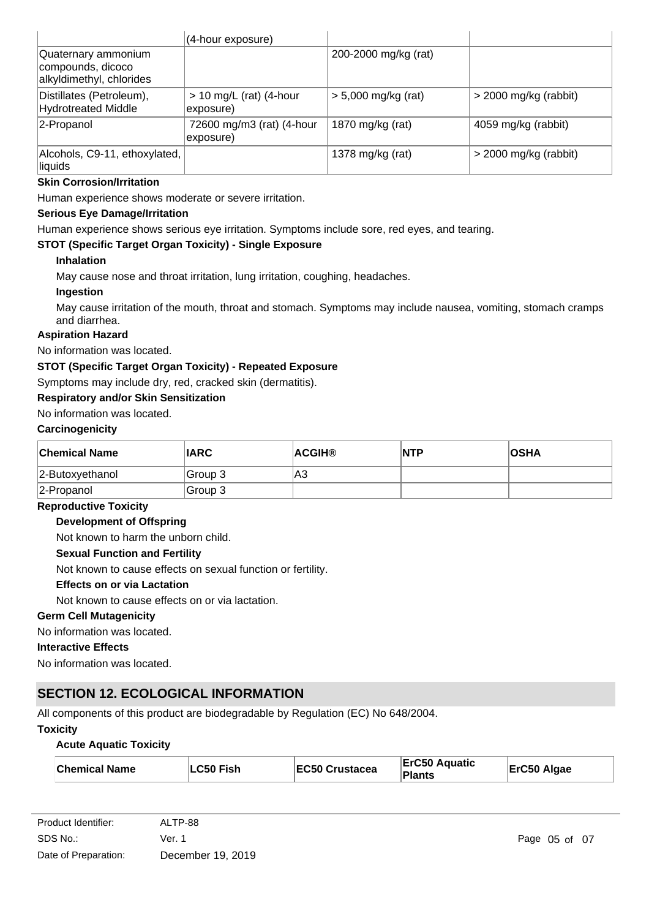|  | (4-hour exposure) |  |  |
| --- | --- | --- | --- |
| Quaternary ammonium compounds, dicoco alkyldimethyl, chlorides |  | 200-2000 mg/kg (rat) |  |
| Distillates (Petroleum), Hydrotreated Middle | > 10 mg/L (rat) (4-hour exposure) | > 5,000 mg/kg (rat) | > 2000 mg/kg (rabbit) |
| 2-Propanol | 72600 mg/m3 (rat) (4-hour exposure) | 1870 mg/kg (rat) | 4059 mg/kg (rabbit) |
| Alcohols, C9-11, ethoxylated, liquids |  | 1378 mg/kg (rat) | > 2000 mg/kg (rabbit) |

**Skin Corrosion/Irritation**

Human experience shows moderate or severe irritation.

**Serious Eye Damage/Irritation**

Human experience shows serious eye irritation. Symptoms include sore, red eyes, and tearing.

**STOT (Specific Target Organ Toxicity) - Single Exposure**

**Inhalation**

May cause nose and throat irritation, lung irritation, coughing, headaches.

**Ingestion**

May cause irritation of the mouth, throat and stomach. Symptoms may include nausea, vomiting, stomach cramps and diarrhea.

**Aspiration Hazard**

No information was located.

**STOT (Specific Target Organ Toxicity) - Repeated Exposure**

Symptoms may include dry, red, cracked skin (dermatitis).

**Respiratory and/or Skin Sensitization**

No information was located.

**Carcinogenicity**

| Chemical Name | IARC | ACGIH® | NTP | OSHA |
| --- | --- | --- | --- | --- |
| 2-Butoxyethanol | Group 3 | A3 |  |  |
| 2-Propanol | Group 3 |  |  |  |

**Reproductive Toxicity**

**Development of Offspring**

Not known to harm the unborn child.

**Sexual Function and Fertility**

Not known to cause effects on sexual function or fertility.

**Effects on or via Lactation**

Not known to cause effects on or via lactation.

**Germ Cell Mutagenicity**

No information was located.

**Interactive Effects**

No information was located.

## SECTION 12. ECOLOGICAL INFORMATION

All components of this product are biodegradable by Regulation (EC) No 648/2004.

**Toxicity**

**Acute Aquatic Toxicity**

| Chemical Name | LC50 Fish | EC50 Crustacea | ErC50 Aquatic Plants | ErC50 Algae |
| --- | --- | --- | --- | --- |

Product Identifier: ALTP-88
SDS No.: Ver. 1
Date of Preparation: December 19, 2019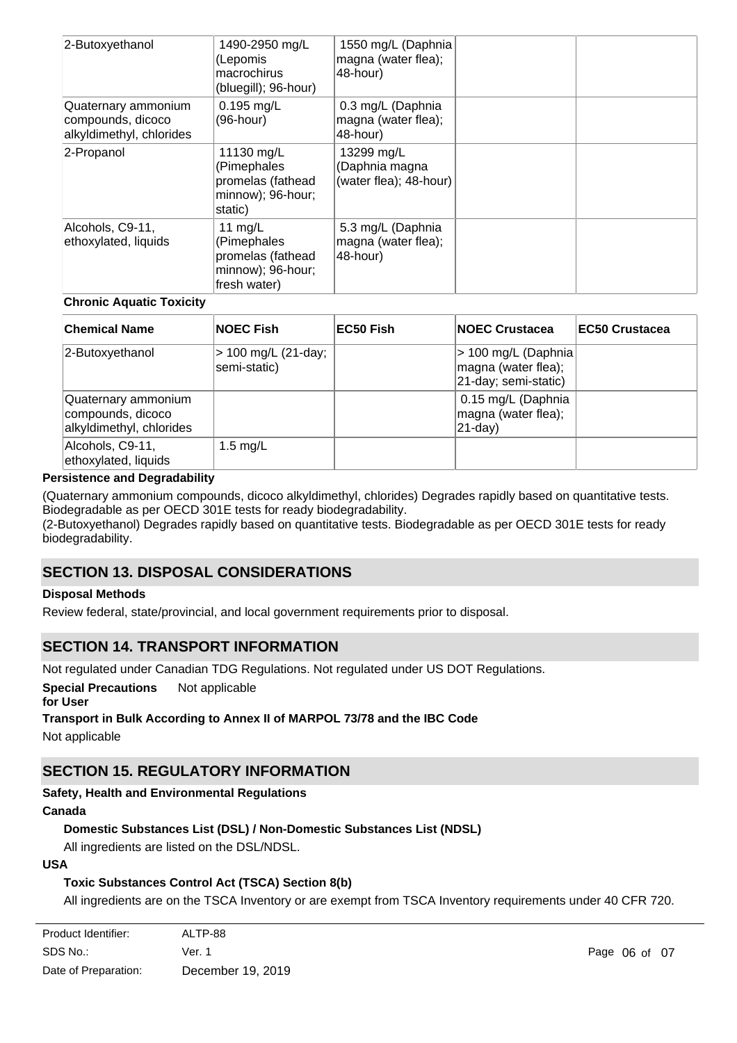| 2-Butoxyethanol | 1490-2950 mg/L (Lepomis macrochirus (bluegill); 96-hour) | 1550 mg/L (Daphnia magna (water flea); 48-hour) | | |
|---|---|---|---|---|
| Quaternary ammonium compounds, dicoco alkyldimethyl, chlorides | 0.195 mg/L (96-hour) | 0.3 mg/L (Daphnia magna (water flea); 48-hour) | | |
| 2-Propanol | 11130 mg/L (Pimephales promelas (fathead minnow); 96-hour; static) | 13299 mg/L (Daphnia magna (water flea); 48-hour) | | |
| Alcohols, C9-11, ethoxylated, liquids | 11 mg/L (Pimephales promelas (fathead minnow); 96-hour; fresh water) | 5.3 mg/L (Daphnia magna (water flea); 48-hour) | | |

**Chronic Aquatic Toxicity**

| Chemical Name | NOEC Fish | EC50 Fish | NOEC Crustacea | EC50 Crustacea |
|---|---|---|---|---|
| 2-Butoxyethanol | > 100 mg/L (21-day; semi-static) | | > 100 mg/L (Daphnia magna (water flea); 21-day; semi-static) | |
| Quaternary ammonium compounds, dicoco alkyldimethyl, chlorides | | | 0.15 mg/L (Daphnia magna (water flea); 21-day) | |
| Alcohols, C9-11, ethoxylated, liquids | 1.5 mg/L | | | |

**Persistence and Degradability**

(Quaternary ammonium compounds, dicoco alkyldimethyl, chlorides) Degrades rapidly based on quantitative tests. Biodegradable as per OECD 301E tests for ready biodegradability.
(2-Butoxyethanol) Degrades rapidly based on quantitative tests. Biodegradable as per OECD 301E tests for ready biodegradability.

## SECTION 13. DISPOSAL CONSIDERATIONS

**Disposal Methods**

Review federal, state/provincial, and local government requirements prior to disposal.

## SECTION 14. TRANSPORT INFORMATION

Not regulated under Canadian TDG Regulations. Not regulated under US DOT Regulations.

**Special Precautions for User** Not applicable

**Transport in Bulk According to Annex II of MARPOL 73/78 and the IBC Code**

Not applicable

## SECTION 15. REGULATORY INFORMATION

**Safety, Health and Environmental Regulations**

**Canada**

**Domestic Substances List (DSL) / Non-Domestic Substances List (NDSL)**

All ingredients are listed on the DSL/NDSL.

**USA**

**Toxic Substances Control Act (TSCA) Section 8(b)**

All ingredients are on the TSCA Inventory or are exempt from TSCA Inventory requirements under 40 CFR 720.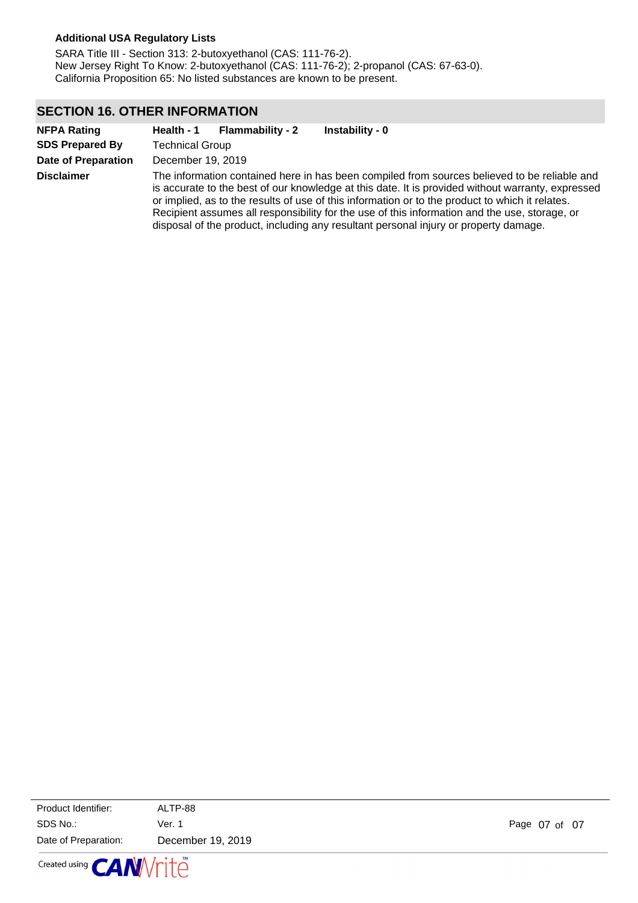**Additional USA Regulatory Lists**

SARA Title III - Section 313: 2-butoxyethanol (CAS: 111-76-2).
New Jersey Right To Know: 2-butoxyethanol (CAS: 111-76-2); 2-propanol (CAS: 67-63-0).
California Proposition 65: No listed substances are known to be present.

## SECTION 16. OTHER INFORMATION

| | |
|---|---|
| **NFPA Rating** | **Health - 1** **Flammability - 2** **Instability - 0** |
| **SDS Prepared By** | Technical Group |
| **Date of Preparation** | December 19, 2019 |
| **Disclaimer** | The information contained here in has been compiled from sources believed to be reliable and is accurate to the best of our knowledge at this date. It is provided without warranty, expressed or implied, as to the results of use of this information or to the product to which it relates. Recipient assumes all responsibility for the use of this information and the use, storage, or disposal of the product, including any resultant personal injury or property damage. |